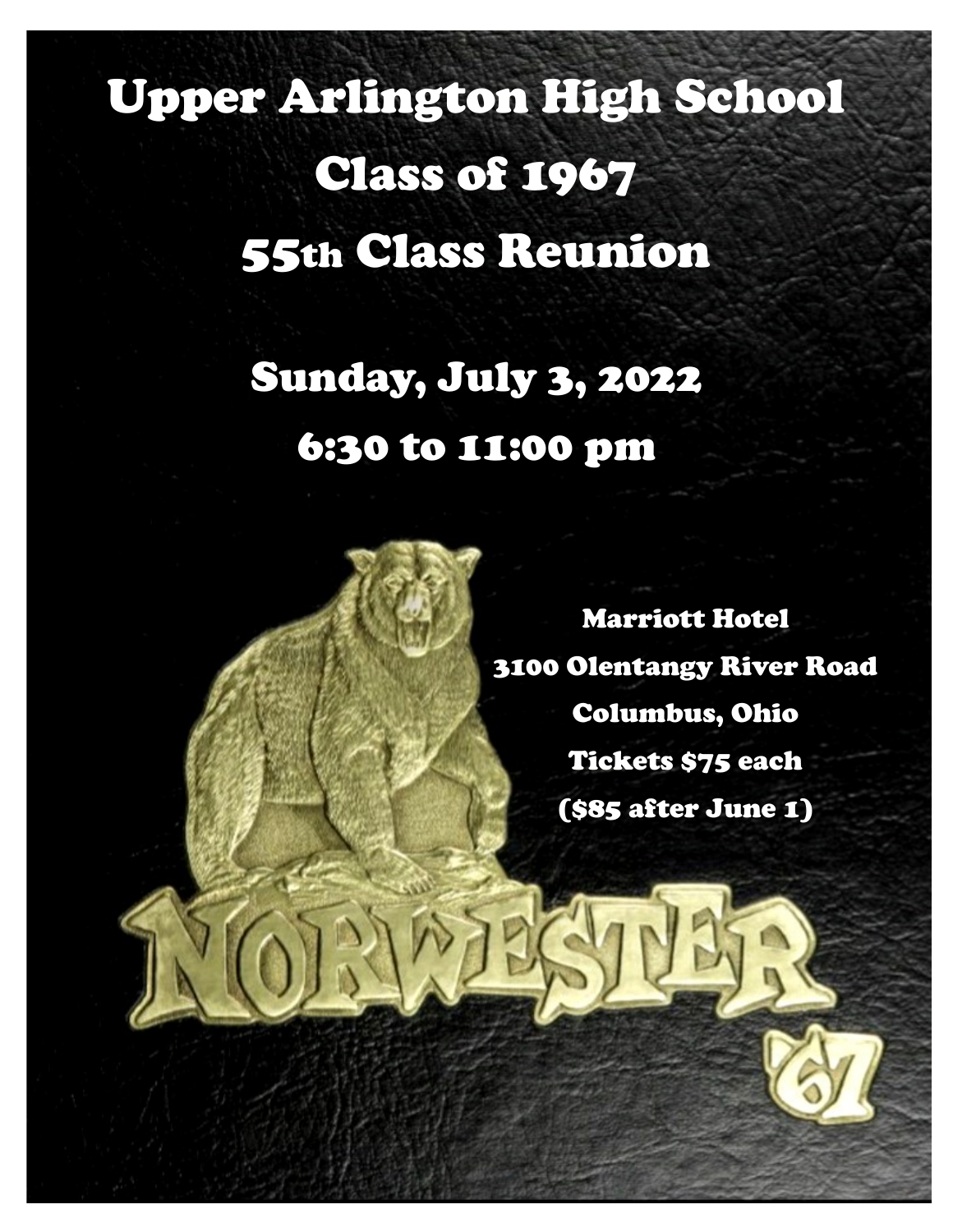# Upper Arlington High School

# Class of 1967

# 55th Class Reunion

## Sunday, July 3, 2022

## 6:30 to 11:00 pm

Marriott Hotel

3100 Olentangy River Road

Columbus, Ohio

Tickets $75 each

($85 after June 1)

NORWESTER

'67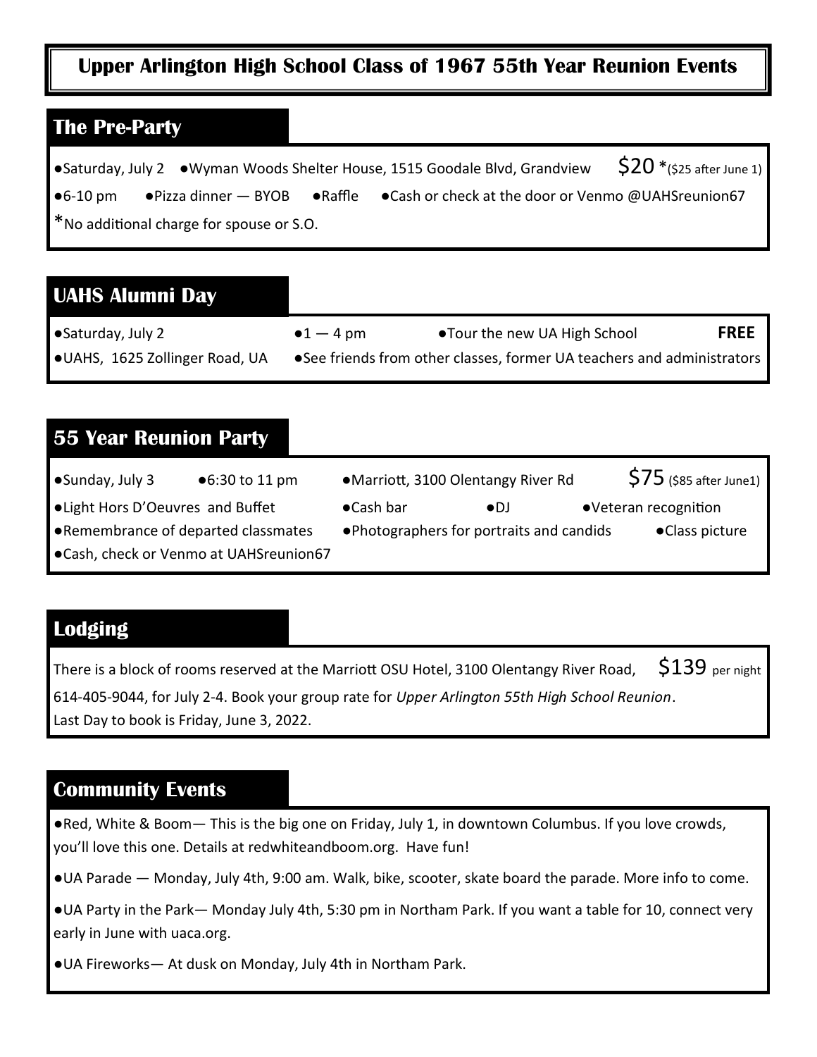# Upper Arlington High School Class of 1967 55th Year Reunion Events

## The Pre-Party

- Saturday, July 2 • Wyman Woods Shelter House, 1515 Goodale Blvd, Grandview — $20 * ($25 after June 1)
- 6-10 pm • Pizza dinner — BYOB • Raffle • Cash or check at the door or Venmo @UAHSreunion67

*No additional charge for spouse or S.O.

## UAHS Alumni Day

- Saturday, July 2 • 1 — 4 pm • Tour the new UA High School — **FREE**
- UAHS, 1625 Zollinger Road, UA • See friends from other classes, former UA teachers and administrators

## 55 Year Reunion Party

- Sunday, July 3 • 6:30 to 11 pm • Marriott, 3100 Olentangy River Rd — $75 ($85 after June1)
- Light Hors D'Oeuvres and Buffet • Cash bar • DJ • Veteran recognition
- Remembrance of departed classmates • Photographers for portraits and candids • Class picture
- Cash, check or Venmo at UAHSreunion67

## Lodging

There is a block of rooms reserved at the Marriott OSU Hotel, 3100 Olentangy River Road, $139 per night 614-405-9044, for July 2-4. Book your group rate for *Upper Arlington 55th High School Reunion*.
Last Day to book is Friday, June 3, 2022.

## Community Events

- Red, White & Boom— This is the big one on Friday, July 1, in downtown Columbus. If you love crowds, you'll love this one. Details at redwhiteandboom.org. Have fun!
- UA Parade — Monday, July 4th, 9:00 am. Walk, bike, scooter, skate board the parade. More info to come.
- UA Party in the Park— Monday July 4th, 5:30 pm in Northam Park. If you want a table for 10, connect very early in June with uaca.org.
- UA Fireworks— At dusk on Monday, July 4th in Northam Park.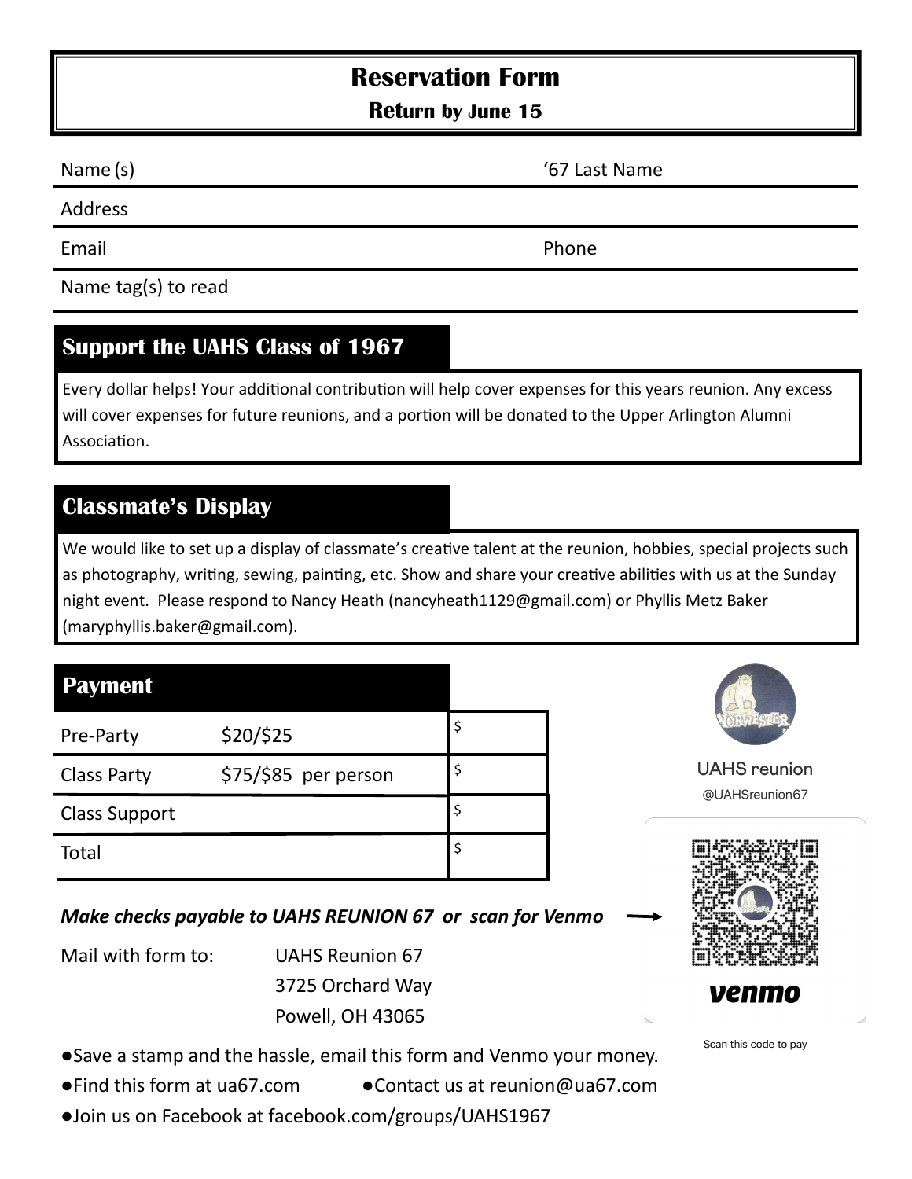# Reservation Form

**Return by June 15**

| | |
|---|---|
| Name (s) | '67 Last Name |
| Address | |
| Email | Phone |
| Name tag(s) to read | |

## Support the UAHS Class of 1967

Every dollar helps! Your additional contribution will help cover expenses for this years reunion. Any excess will cover expenses for future reunions, and a portion will be donated to the Upper Arlington Alumni Association.

## Classmate's Display

We would like to set up a display of classmate's creative talent at the reunion, hobbies, special projects such as photography, writing, sewing, painting, etc. Show and share your creative abilities with us at the Sunday night event. Please respond to Nancy Heath (nancyheath1129@gmail.com) or Phyllis Metz Baker (maryphyllis.baker@gmail.com).

## Payment

| | | |
|---|---|---|
| Pre-Party | $20/$25 | $ |
| Class Party | $75/$85 per person | $ |
| Class Support | | $ |
| Total | | $ |

UAHS reunion
@UAHSreunion67

venmo

Scan this code to pay

*Make checks payable to UAHS REUNION 67 or scan for Venmo* →

Mail with form to:
UAHS Reunion 67
3725 Orchard Way
Powell, OH 43065

- Save a stamp and the hassle, email this form and Venmo your money.
- Find this form at ua67.com
- Contact us at reunion@ua67.com
- Join us on Facebook at facebook.com/groups/UAHS1967